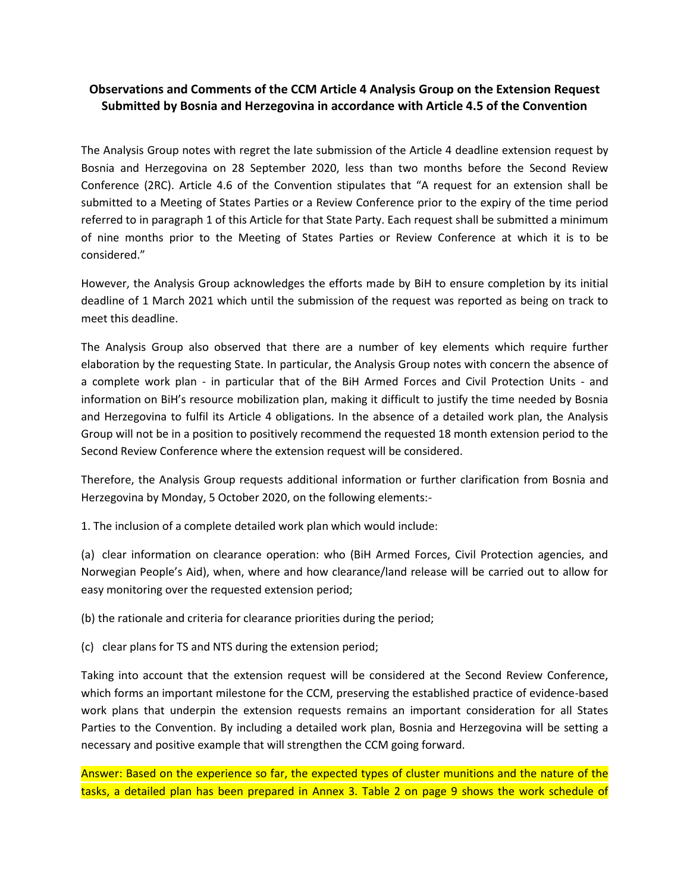**Observations and Comments of the CCM Article 4 Analysis Group on the Extension Request Submitted by Bosnia and Herzegovina in accordance with Article 4.5 of the Convention**

The Analysis Group notes with regret the late submission of the Article 4 deadline extension request by Bosnia and Herzegovina on 28 September 2020, less than two months before the Second Review Conference (2RC). Article 4.6 of the Convention stipulates that "A request for an extension shall be submitted to a Meeting of States Parties or a Review Conference prior to the expiry of the time period referred to in paragraph 1 of this Article for that State Party. Each request shall be submitted a minimum of nine months prior to the Meeting of States Parties or Review Conference at which it is to be considered."

However, the Analysis Group acknowledges the efforts made by BiH to ensure completion by its initial deadline of 1 March 2021 which until the submission of the request was reported as being on track to meet this deadline.

The Analysis Group also observed that there are a number of key elements which require further elaboration by the requesting State. In particular, the Analysis Group notes with concern the absence of a complete work plan - in particular that of the BiH Armed Forces and Civil Protection Units - and information on BiH's resource mobilization plan, making it difficult to justify the time needed by Bosnia and Herzegovina to fulfil its Article 4 obligations. In the absence of a detailed work plan, the Analysis Group will not be in a position to positively recommend the requested 18 month extension period to the Second Review Conference where the extension request will be considered.

Therefore, the Analysis Group requests additional information or further clarification from Bosnia and Herzegovina by Monday, 5 October 2020, on the following elements:-

1. The inclusion of a complete detailed work plan which would include:

(a) clear information on clearance operation: who (BiH Armed Forces, Civil Protection agencies, and Norwegian People's Aid), when, where and how clearance/land release will be carried out to allow for easy monitoring over the requested extension period;

(b) the rationale and criteria for clearance priorities during the period;

(c) clear plans for TS and NTS during the extension period;

Taking into account that the extension request will be considered at the Second Review Conference, which forms an important milestone for the CCM, preserving the established practice of evidence-based work plans that underpin the extension requests remains an important consideration for all States Parties to the Convention. By including a detailed work plan, Bosnia and Herzegovina will be setting a necessary and positive example that will strengthen the CCM going forward.

Answer: Based on the experience so far, the expected types of cluster munitions and the nature of the tasks, a detailed plan has been prepared in Annex 3. Table 2 on page 9 shows the work schedule of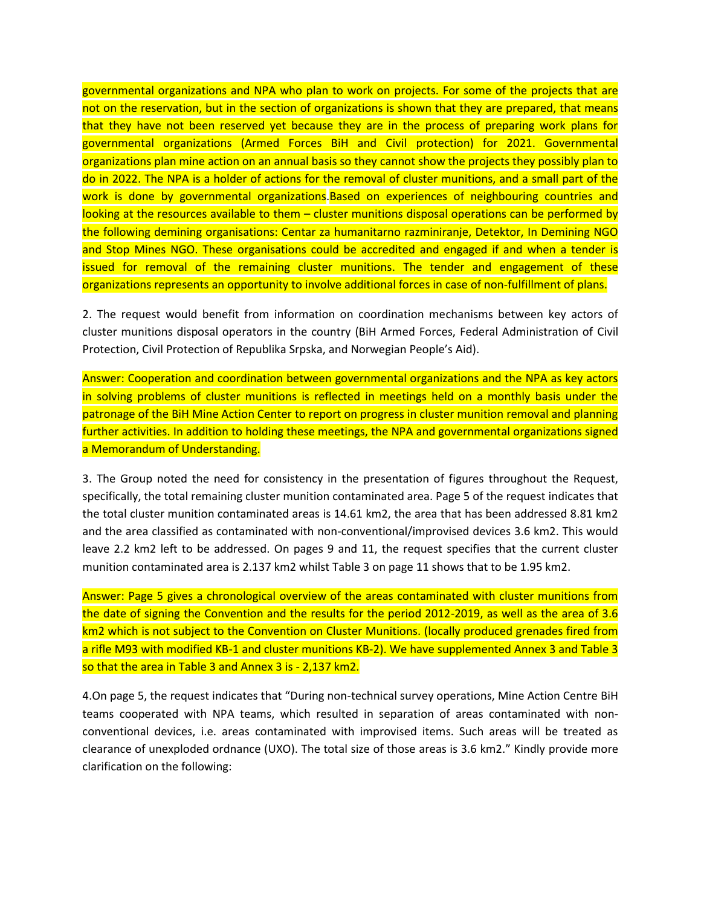governmental organizations and NPA who plan to work on projects. For some of the projects that are not on the reservation, but in the section of organizations is shown that they are prepared, that means that they have not been reserved yet because they are in the process of preparing work plans for governmental organizations (Armed Forces BiH and Civil protection) for 2021. Governmental organizations plan mine action on an annual basis so they cannot show the projects they possibly plan to do in 2022. The NPA is a holder of actions for the removal of cluster munitions, and a small part of the work is done by governmental organizations.Based on experiences of neighbouring countries and looking at the resources available to them – cluster munitions disposal operations can be performed by the following demining organisations: Centar za humanitarno razminiranje, Detektor, In Demining NGO and Stop Mines NGO. These organisations could be accredited and engaged if and when a tender is issued for removal of the remaining cluster munitions. The tender and engagement of these organizations represents an opportunity to involve additional forces in case of non-fulfillment of plans.

2. The request would benefit from information on coordination mechanisms between key actors of cluster munitions disposal operators in the country (BiH Armed Forces, Federal Administration of Civil Protection, Civil Protection of Republika Srpska, and Norwegian People's Aid).

Answer: Cooperation and coordination between governmental organizations and the NPA as key actors in solving problems of cluster munitions is reflected in meetings held on a monthly basis under the patronage of the BiH Mine Action Center to report on progress in cluster munition removal and planning further activities. In addition to holding these meetings, the NPA and governmental organizations signed a Memorandum of Understanding.

3. The Group noted the need for consistency in the presentation of figures throughout the Request, specifically, the total remaining cluster munition contaminated area. Page 5 of the request indicates that the total cluster munition contaminated areas is 14.61 km2, the area that has been addressed 8.81 km2 and the area classified as contaminated with non-conventional/improvised devices 3.6 km2. This would leave 2.2 km2 left to be addressed. On pages 9 and 11, the request specifies that the current cluster munition contaminated area is 2.137 km2 whilst Table 3 on page 11 shows that to be 1.95 km2.

Answer: Page 5 gives a chronological overview of the areas contaminated with cluster munitions from the date of signing the Convention and the results for the period 2012-2019, as well as the area of 3.6 km2 which is not subject to the Convention on Cluster Munitions. (locally produced grenades fired from a rifle M93 with modified KB-1 and cluster munitions KB-2). We have supplemented Annex 3 and Table 3 so that the area in Table 3 and Annex 3 is - 2,137 km2.

4.On page 5, the request indicates that "During non-technical survey operations, Mine Action Centre BiH teams cooperated with NPA teams, which resulted in separation of areas contaminated with non-conventional devices, i.e. areas contaminated with improvised items. Such areas will be treated as clearance of unexploded ordnance (UXO). The total size of those areas is 3.6 km2." Kindly provide more clarification on the following: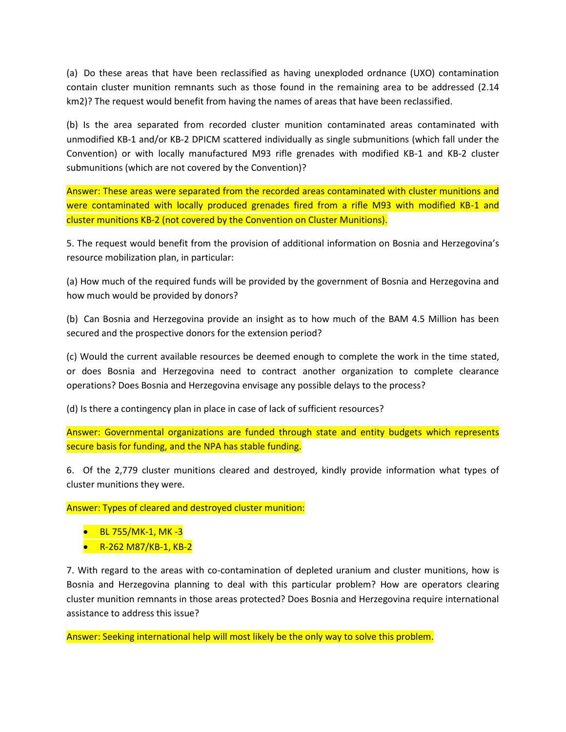(a) Do these areas that have been reclassified as having unexploded ordnance (UXO) contamination contain cluster munition remnants such as those found in the remaining area to be addressed (2.14 km2)? The request would benefit from having the names of areas that have been reclassified.

(b) Is the area separated from recorded cluster munition contaminated areas contaminated with unmodified KB-1 and/or KB-2 DPICM scattered individually as single submunitions (which fall under the Convention) or with locally manufactured M93 rifle grenades with modified KB-1 and KB-2 cluster submunitions (which are not covered by the Convention)?

Answer: These areas were separated from the recorded areas contaminated with cluster munitions and were contaminated with locally produced grenades fired from a rifle M93 with modified KB-1 and cluster munitions KB-2 (not covered by the Convention on Cluster Munitions).

5. The request would benefit from the provision of additional information on Bosnia and Herzegovina's resource mobilization plan, in particular:

(a) How much of the required funds will be provided by the government of Bosnia and Herzegovina and how much would be provided by donors?

(b) Can Bosnia and Herzegovina provide an insight as to how much of the BAM 4.5 Million has been secured and the prospective donors for the extension period?

(c) Would the current available resources be deemed enough to complete the work in the time stated, or does Bosnia and Herzegovina need to contract another organization to complete clearance operations? Does Bosnia and Herzegovina envisage any possible delays to the process?

(d) Is there a contingency plan in place in case of lack of sufficient resources?

Answer: Governmental organizations are funded through state and entity budgets which represents secure basis for funding, and the NPA has stable funding.

6. Of the 2,779 cluster munitions cleared and destroyed, kindly provide information what types of cluster munitions they were.

Answer: Types of cleared and destroyed cluster munition:

- BL 755/MK-1, MK -3
- R-262 M87/KB-1, KB-2

7. With regard to the areas with co-contamination of depleted uranium and cluster munitions, how is Bosnia and Herzegovina planning to deal with this particular problem? How are operators clearing cluster munition remnants in those areas protected? Does Bosnia and Herzegovina require international assistance to address this issue?

Answer: Seeking international help will most likely be the only way to solve this problem.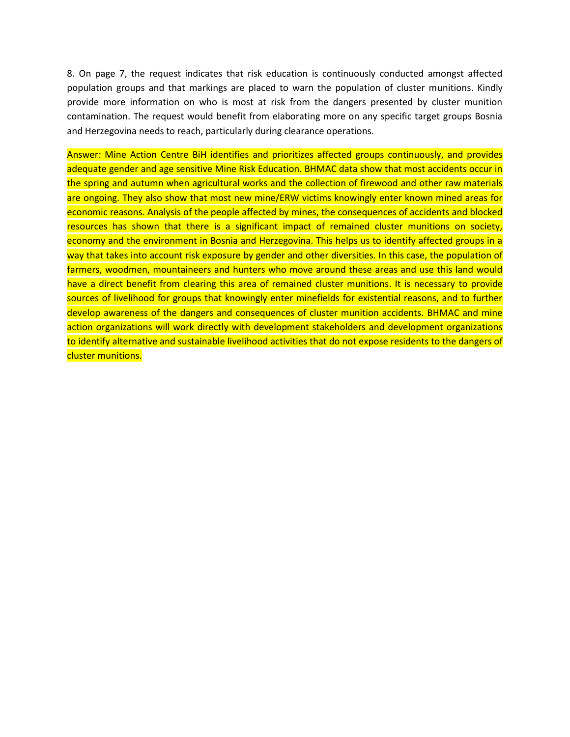8. On page 7, the request indicates that risk education is continuously conducted amongst affected population groups and that markings are placed to warn the population of cluster munitions. Kindly provide more information on who is most at risk from the dangers presented by cluster munition contamination. The request would benefit from elaborating more on any specific target groups Bosnia and Herzegovina needs to reach, particularly during clearance operations.

Answer: Mine Action Centre BiH identifies and prioritizes affected groups continuously, and provides adequate gender and age sensitive Mine Risk Education. BHMAC data show that most accidents occur in the spring and autumn when agricultural works and the collection of firewood and other raw materials are ongoing. They also show that most new mine/ERW victims knowingly enter known mined areas for economic reasons. Analysis of the people affected by mines, the consequences of accidents and blocked resources has shown that there is a significant impact of remained cluster munitions on society, economy and the environment in Bosnia and Herzegovina. This helps us to identify affected groups in a way that takes into account risk exposure by gender and other diversities. In this case, the population of farmers, woodmen, mountaineers and hunters who move around these areas and use this land would have a direct benefit from clearing this area of remained cluster munitions. It is necessary to provide sources of livelihood for groups that knowingly enter minefields for existential reasons, and to further develop awareness of the dangers and consequences of cluster munition accidents. BHMAC and mine action organizations will work directly with development stakeholders and development organizations to identify alternative and sustainable livelihood activities that do not expose residents to the dangers of cluster munitions.